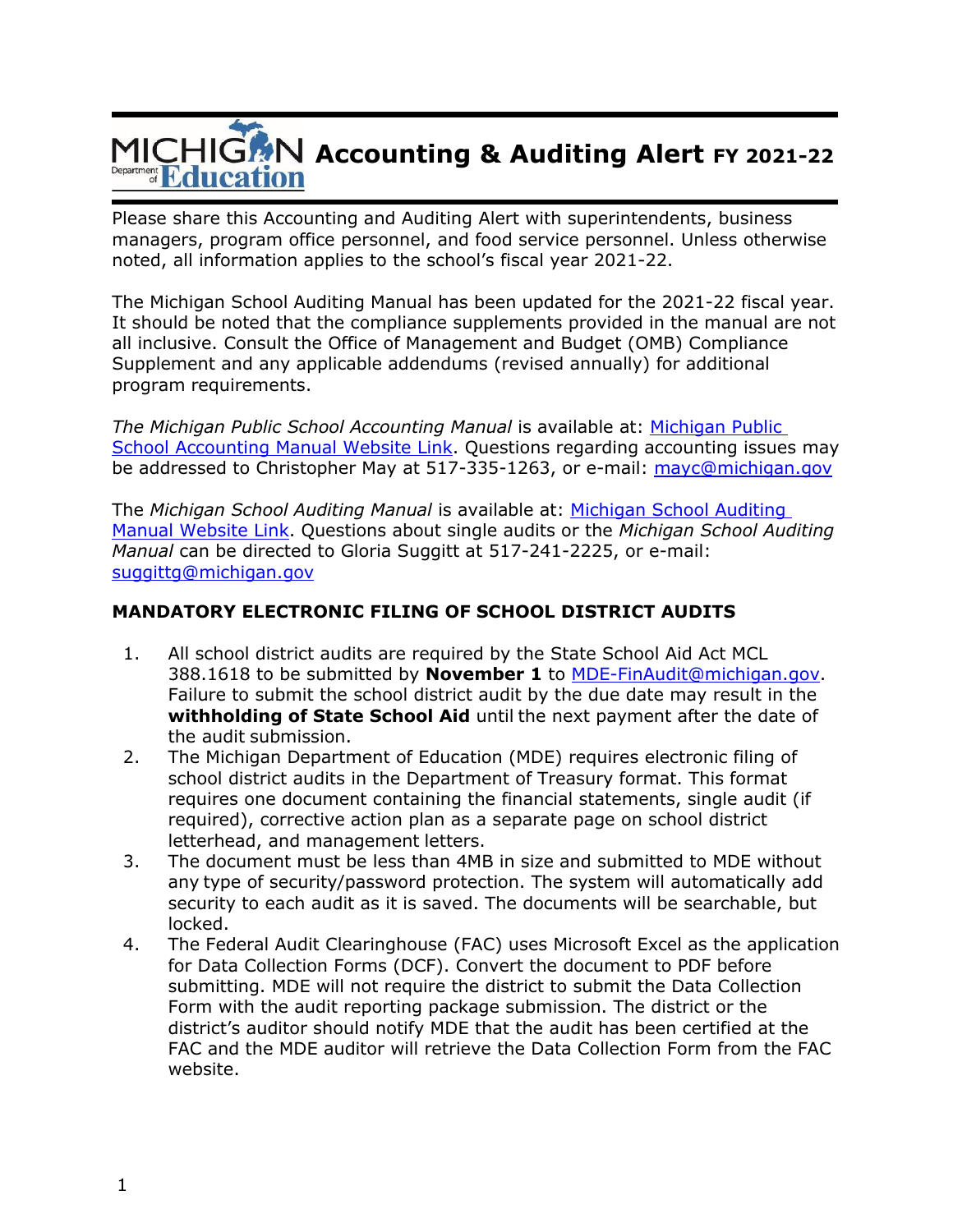# MICHIGAN Department of Education Accounting & Auditing Alert FY 2021-22

Please share this Accounting and Auditing Alert with superintendents, business managers, program office personnel, and food service personnel. Unless otherwise noted, all information applies to the school's fiscal year 2021-22.

The Michigan School Auditing Manual has been updated for the 2021-22 fiscal year. It should be noted that the compliance supplements provided in the manual are not all inclusive. Consult the Office of Management and Budget (OMB) Compliance Supplement and any applicable addendums (revised annually) for additional program requirements.

*The Michigan Public School Accounting Manual* is available at: Michigan Public School Accounting Manual Website Link. Questions regarding accounting issues may be addressed to Christopher May at 517-335-1263, or e-mail: mayc@michigan.gov

The *Michigan School Auditing Manual* is available at: Michigan School Auditing Manual Website Link. Questions about single audits or the *Michigan School Auditing Manual* can be directed to Gloria Suggitt at 517-241-2225, or e-mail: suggittg@michigan.gov

## MANDATORY ELECTRONIC FILING OF SCHOOL DISTRICT AUDITS

1. All school district audits are required by the State School Aid Act MCL 388.1618 to be submitted by **November 1** to MDE-FinAudit@michigan.gov. Failure to submit the school district audit by the due date may result in the **withholding of State School Aid** until the next payment after the date of the audit submission.
2. The Michigan Department of Education (MDE) requires electronic filing of school district audits in the Department of Treasury format. This format requires one document containing the financial statements, single audit (if required), corrective action plan as a separate page on school district letterhead, and management letters.
3. The document must be less than 4MB in size and submitted to MDE without any type of security/password protection. The system will automatically add security to each audit as it is saved. The documents will be searchable, but locked.
4. The Federal Audit Clearinghouse (FAC) uses Microsoft Excel as the application for Data Collection Forms (DCF). Convert the document to PDF before submitting. MDE will not require the district to submit the Data Collection Form with the audit reporting package submission. The district or the district's auditor should notify MDE that the audit has been certified at the FAC and the MDE auditor will retrieve the Data Collection Form from the FAC website.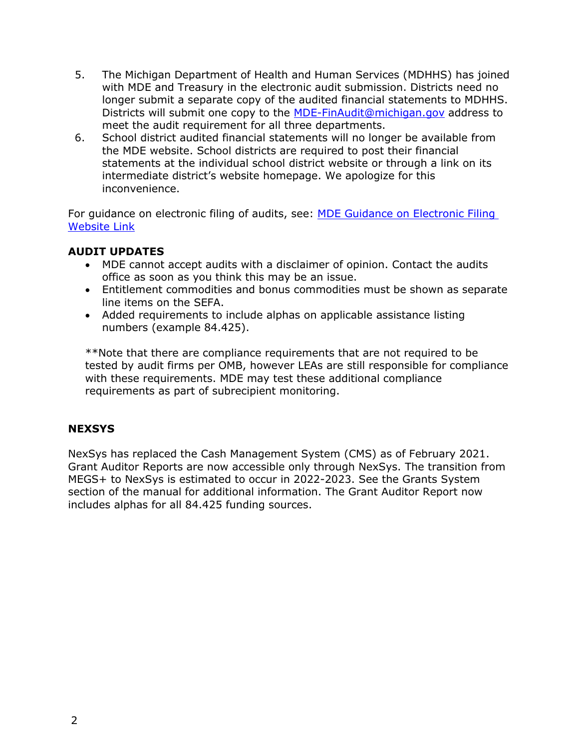5. The Michigan Department of Health and Human Services (MDHHS) has joined with MDE and Treasury in the electronic audit submission. Districts need no longer submit a separate copy of the audited financial statements to MDHHS. Districts will submit one copy to the [MDE-FinAudit@michigan.gov](mailto:MDE-FinAudit@michigan.gov) address to meet the audit requirement for all three departments.
6. School district audited financial statements will no longer be available from the MDE website. School districts are required to post their financial statements at the individual school district website or through a link on its intermediate district's website homepage. We apologize for this inconvenience.

For guidance on electronic filing of audits, see: MDE Guidance on Electronic Filing Website Link

**AUDIT UPDATES**

- MDE cannot accept audits with a disclaimer of opinion. Contact the audits office as soon as you think this may be an issue.
- Entitlement commodities and bonus commodities must be shown as separate line items on the SEFA.
- Added requirements to include alphas on applicable assistance listing numbers (example 84.425).

**Note that there are compliance requirements that are not required to be tested by audit firms per OMB, however LEAs are still responsible for compliance with these requirements. MDE may test these additional compliance requirements as part of subrecipient monitoring.

**NEXSYS**

NexSys has replaced the Cash Management System (CMS) as of February 2021. Grant Auditor Reports are now accessible only through NexSys. The transition from MEGS+ to NexSys is estimated to occur in 2022-2023. See the Grants System section of the manual for additional information. The Grant Auditor Report now includes alphas for all 84.425 funding sources.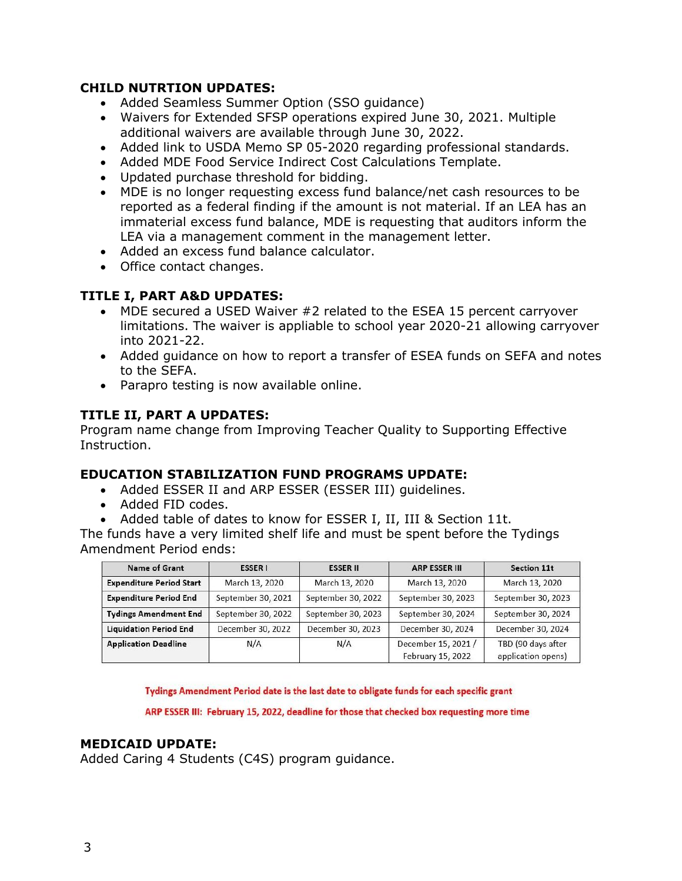### CHILD NUTRTION UPDATES:

- Added Seamless Summer Option (SSO guidance)
- Waivers for Extended SFSP operations expired June 30, 2021. Multiple additional waivers are available through June 30, 2022.
- Added link to USDA Memo SP 05-2020 regarding professional standards.
- Added MDE Food Service Indirect Cost Calculations Template.
- Updated purchase threshold for bidding.
- MDE is no longer requesting excess fund balance/net cash resources to be reported as a federal finding if the amount is not material. If an LEA has an immaterial excess fund balance, MDE is requesting that auditors inform the LEA via a management comment in the management letter.
- Added an excess fund balance calculator.
- Office contact changes.

### TITLE I, PART A&D UPDATES:

- MDE secured a USED Waiver #2 related to the ESEA 15 percent carryover limitations. The waiver is appliable to school year 2020-21 allowing carryover into 2021-22.
- Added guidance on how to report a transfer of ESEA funds on SEFA and notes to the SEFA.
- Parapro testing is now available online.

### TITLE II, PART A UPDATES:

Program name change from Improving Teacher Quality to Supporting Effective Instruction.

### EDUCATION STABILIZATION FUND PROGRAMS UPDATE:

- Added ESSER II and ARP ESSER (ESSER III) guidelines.
- Added FID codes.
- Added table of dates to know for ESSER I, II, III & Section 11t.

The funds have a very limited shelf life and must be spent before the Tydings Amendment Period ends:

| Name of Grant | ESSER I | ESSER II | ARP ESSER III | Section 11t |
|---|---|---|---|---|
| Expenditure Period Start | March 13, 2020 | March 13, 2020 | March 13, 2020 | March 13, 2020 |
| Expenditure Period End | September 30, 2021 | September 30, 2022 | September 30, 2023 | September 30, 2023 |
| Tydings Amendment End | September 30, 2022 | September 30, 2023 | September 30, 2024 | September 30, 2024 |
| Liquidation Period End | December 30, 2022 | December 30, 2023 | December 30, 2024 | December 30, 2024 |
| Application Deadline | N/A | N/A | December 15, 2021 / February 15, 2022 | TBD (90 days after application opens) |

**Tydings Amendment Period date is the last date to obligate funds for each specific grant**

**ARP ESSER III: February 15, 2022, deadline for those that checked box requesting more time**

### MEDICAID UPDATE:

Added Caring 4 Students (C4S) program guidance.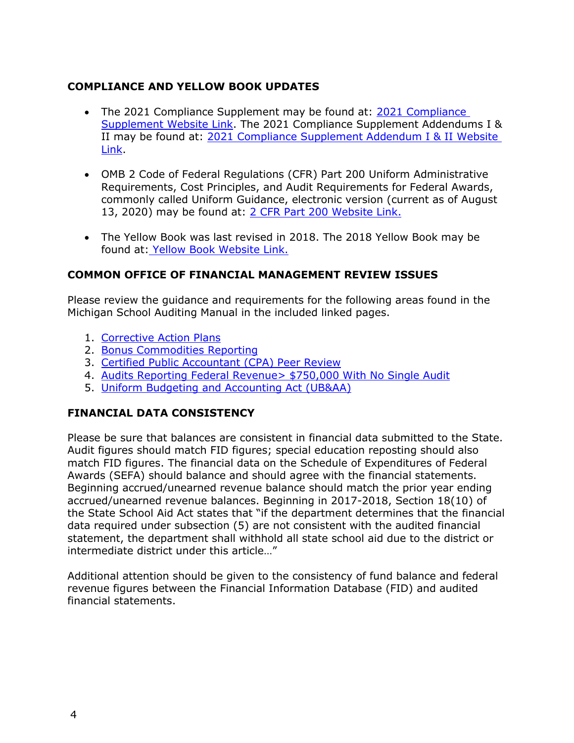## COMPLIANCE AND YELLOW BOOK UPDATES

- The 2021 Compliance Supplement may be found at: 2021 Compliance Supplement Website Link. The 2021 Compliance Supplement Addendums I & II may be found at: 2021 Compliance Supplement Addendum I & II Website Link.
- OMB 2 Code of Federal Regulations (CFR) Part 200 Uniform Administrative Requirements, Cost Principles, and Audit Requirements for Federal Awards, commonly called Uniform Guidance, electronic version (current as of August 13, 2020) may be found at: 2 CFR Part 200 Website Link.
- The Yellow Book was last revised in 2018. The 2018 Yellow Book may be found at: Yellow Book Website Link.

## COMMON OFFICE OF FINANCIAL MANAGEMENT REVIEW ISSUES

Please review the guidance and requirements for the following areas found in the Michigan School Auditing Manual in the included linked pages.

1. Corrective Action Plans
2. Bonus Commodities Reporting
3. Certified Public Accountant (CPA) Peer Review
4. Audits Reporting Federal Revenue> $750,000 With No Single Audit
5. Uniform Budgeting and Accounting Act (UB&AA)

## FINANCIAL DATA CONSISTENCY

Please be sure that balances are consistent in financial data submitted to the State. Audit figures should match FID figures; special education reposting should also match FID figures. The financial data on the Schedule of Expenditures of Federal Awards (SEFA) should balance and should agree with the financial statements. Beginning accrued/unearned revenue balance should match the prior year ending accrued/unearned revenue balances. Beginning in 2017-2018, Section 18(10) of the State School Aid Act states that "if the department determines that the financial data required under subsection (5) are not consistent with the audited financial statement, the department shall withhold all state school aid due to the district or intermediate district under this article…"

Additional attention should be given to the consistency of fund balance and federal revenue figures between the Financial Information Database (FID) and audited financial statements.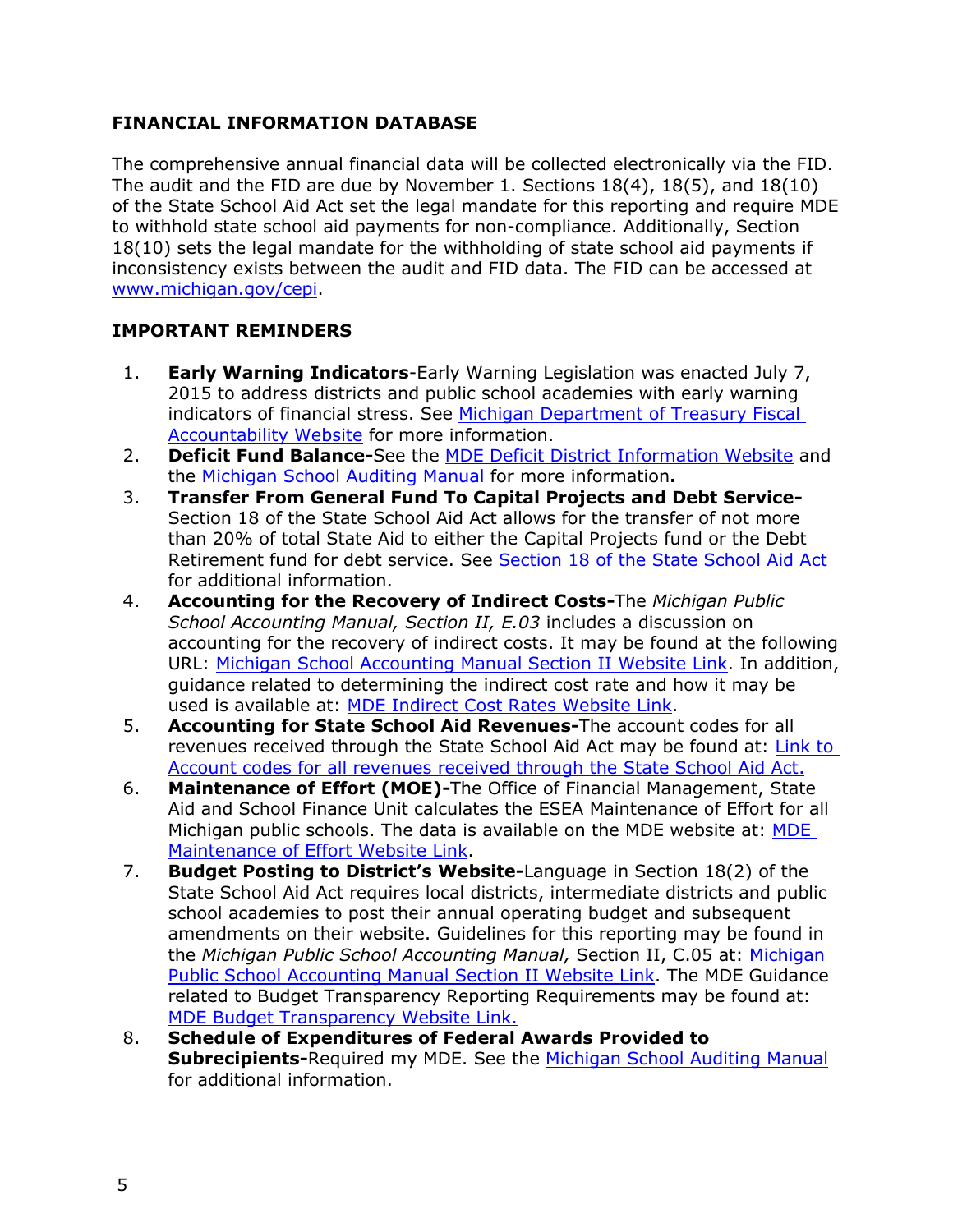## FINANCIAL INFORMATION DATABASE

The comprehensive annual financial data will be collected electronically via the FID. The audit and the FID are due by November 1. Sections 18(4), 18(5), and 18(10) of the State School Aid Act set the legal mandate for this reporting and require MDE to withhold state school aid payments for non-compliance. Additionally, Section 18(10) sets the legal mandate for the withholding of state school aid payments if inconsistency exists between the audit and FID data. The FID can be accessed at www.michigan.gov/cepi.

## IMPORTANT REMINDERS

1. **Early Warning Indicators**-Early Warning Legislation was enacted July 7, 2015 to address districts and public school academies with early warning indicators of financial stress. See Michigan Department of Treasury Fiscal Accountability Website for more information.
2. **Deficit Fund Balance-**See the MDE Deficit District Information Website and the Michigan School Auditing Manual for more information**.**
3. **Transfer From General Fund To Capital Projects and Debt Service-** Section 18 of the State School Aid Act allows for the transfer of not more than 20% of total State Aid to either the Capital Projects fund or the Debt Retirement fund for debt service. See Section 18 of the State School Aid Act for additional information.
4. **Accounting for the Recovery of Indirect Costs-**The *Michigan Public School Accounting Manual, Section II, E.03* includes a discussion on accounting for the recovery of indirect costs. It may be found at the following URL: Michigan School Accounting Manual Section II Website Link. In addition, guidance related to determining the indirect cost rate and how it may be used is available at: MDE Indirect Cost Rates Website Link.
5. **Accounting for State School Aid Revenues-**The account codes for all revenues received through the State School Aid Act may be found at: Link to Account codes for all revenues received through the State School Aid Act.
6. **Maintenance of Effort (MOE)-**The Office of Financial Management, State Aid and School Finance Unit calculates the ESEA Maintenance of Effort for all Michigan public schools. The data is available on the MDE website at: MDE Maintenance of Effort Website Link.
7. **Budget Posting to District's Website-**Language in Section 18(2) of the State School Aid Act requires local districts, intermediate districts and public school academies to post their annual operating budget and subsequent amendments on their website. Guidelines for this reporting may be found in the *Michigan Public School Accounting Manual,* Section II, C.05 at: Michigan Public School Accounting Manual Section II Website Link. The MDE Guidance related to Budget Transparency Reporting Requirements may be found at: MDE Budget Transparency Website Link.
8. **Schedule of Expenditures of Federal Awards Provided to Subrecipients-**Required my MDE. See the Michigan School Auditing Manual for additional information.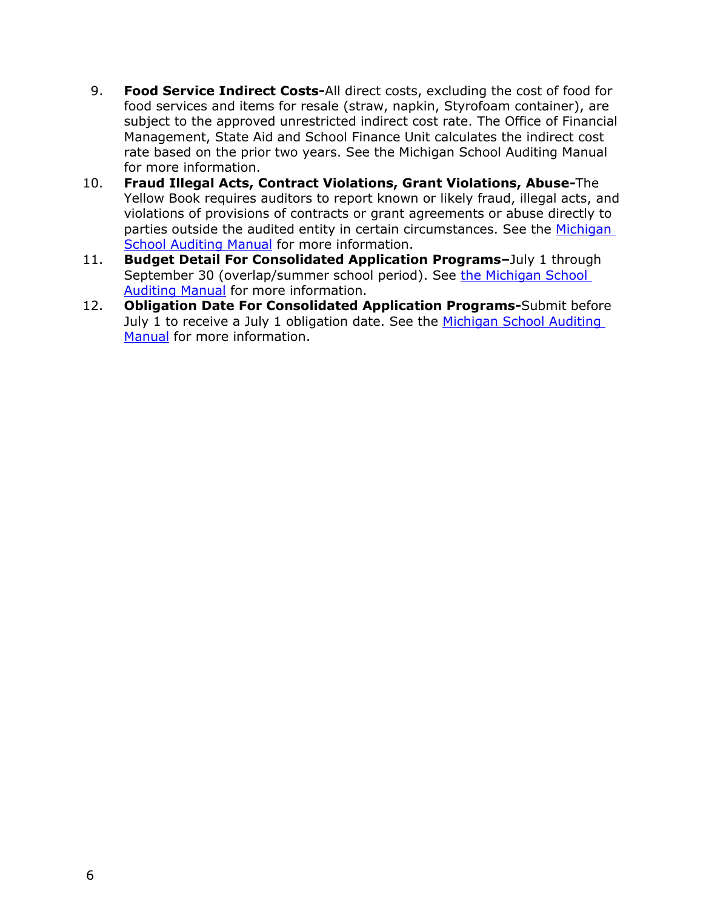9. **Food Service Indirect Costs-**All direct costs, excluding the cost of food for food services and items for resale (straw, napkin, Styrofoam container), are subject to the approved unrestricted indirect cost rate. The Office of Financial Management, State Aid and School Finance Unit calculates the indirect cost rate based on the prior two years. See the Michigan School Auditing Manual for more information.
10. **Fraud Illegal Acts, Contract Violations, Grant Violations, Abuse-**The Yellow Book requires auditors to report known or likely fraud, illegal acts, and violations of provisions of contracts or grant agreements or abuse directly to parties outside the audited entity in certain circumstances. See the Michigan School Auditing Manual for more information.
11. **Budget Detail For Consolidated Application Programs–**July 1 through September 30 (overlap/summer school period). See the Michigan School Auditing Manual for more information.
12. **Obligation Date For Consolidated Application Programs-**Submit before July 1 to receive a July 1 obligation date. See the Michigan School Auditing Manual for more information.